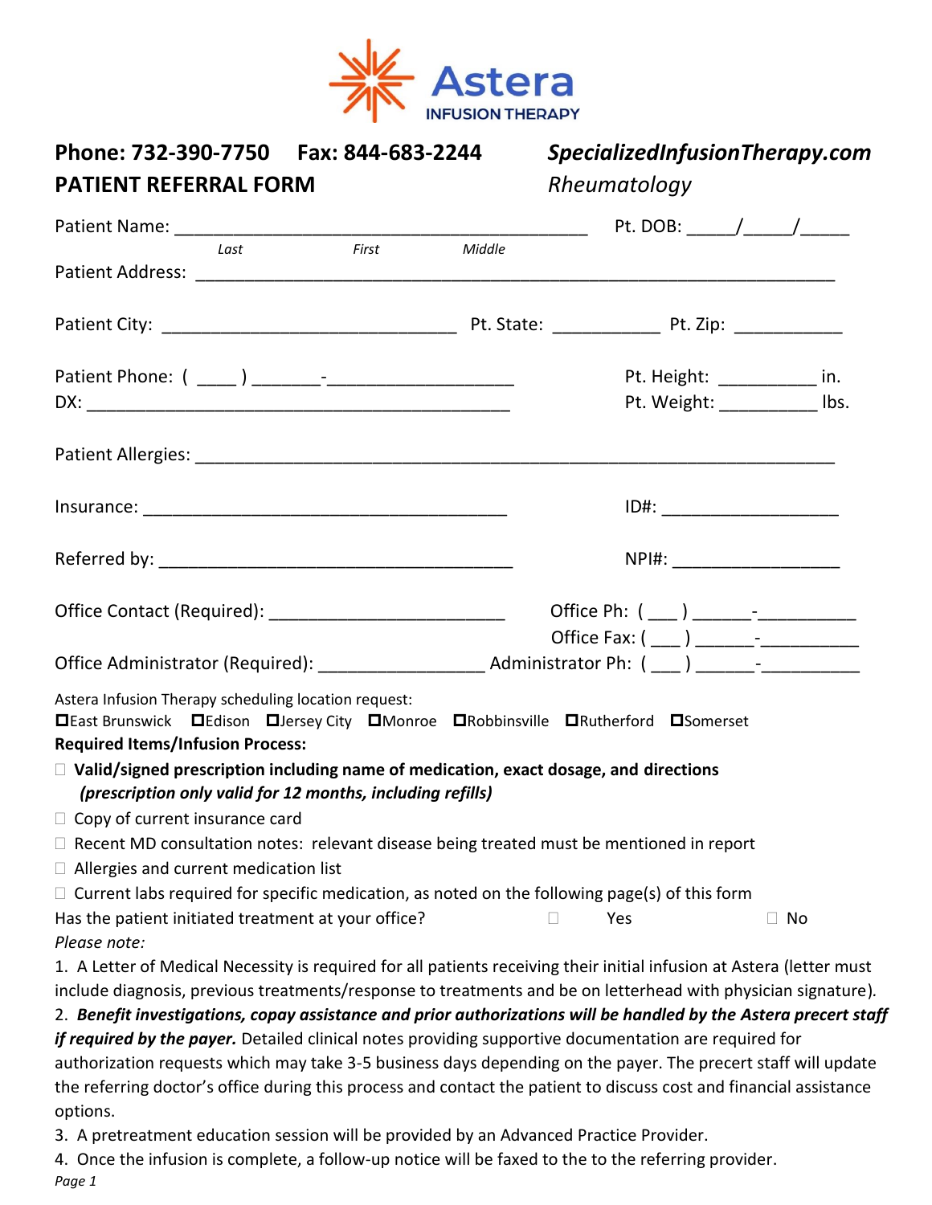# Astera

INFUSION THERAPY

**Phone: 732-390-7750 Fax: 844-683-2244** ***SpecializedInfusionTherapy.com***

**PATIENT REFERRAL FORM** *Rheumatology*

Patient Name: ________________________________________ Pt. DOB: _____/_____/_____

*Last* *First* *Middle*

Patient Address: ____________________________________________________________

Patient City: ____________________________ Pt. State: __________ Pt. Zip: __________

Patient Phone: ( ____ ) _______-__________________ Pt. Height: __________ in.

DX: ________________________________________ Pt. Weight: __________ lbs.

Patient Allergies: ____________________________________________________________

Insurance: ___________________________________ ID#: _________________

Referred by: __________________________________ NPI#: _________________

Office Contact (Required): _______________________ Office Ph: ( ___ ) ______-__________

Office Fax: ( ___ ) ______-__________

Office Administrator (Required): ________________ Administrator Ph: ( ___ ) ______-__________

Astera Infusion Therapy scheduling location request:

☐East Brunswick ☐Edison ☐Jersey City ☐Monroe ☐Robbinsville ☐Rutherford ☐Somerset

**Required Items/Infusion Process:**

- ☐ **Valid/signed prescription including name of medication, exact dosage, and directions** ***(prescription only valid for 12 months, including refills)***
- ☐ Copy of current insurance card
- ☐ Recent MD consultation notes: relevant disease being treated must be mentioned in report
- ☐ Allergies and current medication list
- ☐ Current labs required for specific medication, as noted on the following page(s) of this form

Has the patient initiated treatment at your office? ☐ Yes ☐ No

*Please note:*

1. A Letter of Medical Necessity is required for all patients receiving their initial infusion at Astera (letter must include diagnosis, previous treatments/response to treatments and be on letterhead with physician signature).
2. ***Benefit investigations, copay assistance and prior authorizations will be handled by the Astera precert staff if required by the payer.*** Detailed clinical notes providing supportive documentation are required for authorization requests which may take 3-5 business days depending on the payer. The precert staff will update the referring doctor's office during this process and contact the patient to discuss cost and financial assistance options.
3. A pretreatment education session will be provided by an Advanced Practice Provider.
4. Once the infusion is complete, a follow-up notice will be faxed to the to the referring provider.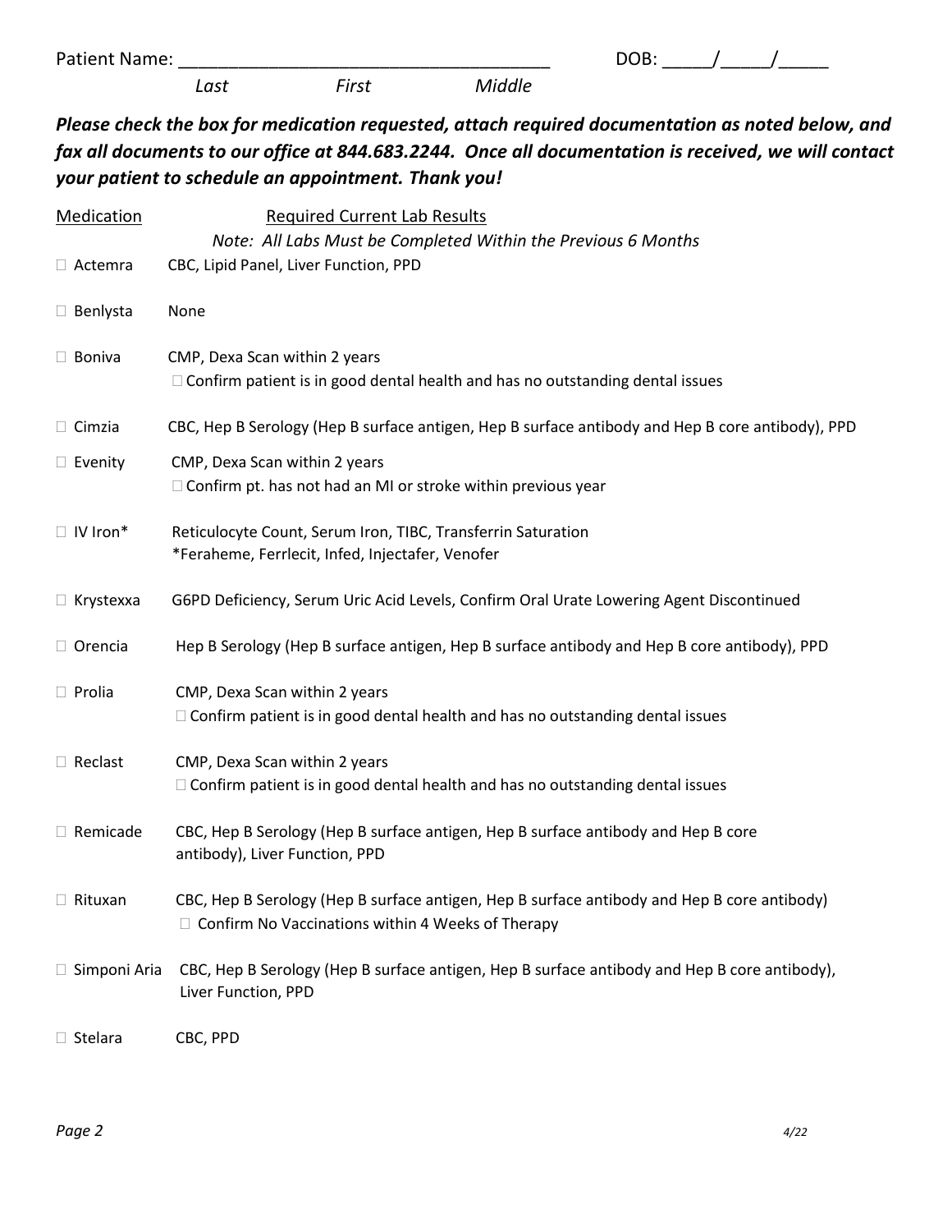Patient Name: ___________________________________ DOB: _____/_____/_____
*Last* *First* *Middle*

***Please check the box for medication requested, attach required documentation as noted below, and fax all documents to our office at 844.683.2244. Once all documentation is received, we will contact your patient to schedule an appointment. Thank you!***

| Medication | Required Current Lab Results<br>*Note: All Labs Must be Completed Within the Previous 6 Months* |
|---|---|
| ☐ Actemra | CBC, Lipid Panel, Liver Function, PPD |
| ☐ Benlysta | None |
| ☐ Boniva | CMP, Dexa Scan within 2 years<br>☐ Confirm patient is in good dental health and has no outstanding dental issues |
| ☐ Cimzia | CBC, Hep B Serology (Hep B surface antigen, Hep B surface antibody and Hep B core antibody), PPD |
| ☐ Evenity | CMP, Dexa Scan within 2 years<br>☐ Confirm pt. has not had an MI or stroke within previous year |
| ☐ IV Iron* | Reticulocyte Count, Serum Iron, TIBC, Transferrin Saturation<br>*Feraheme, Ferrlecit, Infed, Injectafer, Venofer |
| ☐ Krystexxa | G6PD Deficiency, Serum Uric Acid Levels, Confirm Oral Urate Lowering Agent Discontinued |
| ☐ Orencia | Hep B Serology (Hep B surface antigen, Hep B surface antibody and Hep B core antibody), PPD |
| ☐ Prolia | CMP, Dexa Scan within 2 years<br>☐ Confirm patient is in good dental health and has no outstanding dental issues |
| ☐ Reclast | CMP, Dexa Scan within 2 years<br>☐ Confirm patient is in good dental health and has no outstanding dental issues |
| ☐ Remicade | CBC, Hep B Serology (Hep B surface antigen, Hep B surface antibody and Hep B core antibody), Liver Function, PPD |
| ☐ Rituxan | CBC, Hep B Serology (Hep B surface antigen, Hep B surface antibody and Hep B core antibody)<br>☐ Confirm No Vaccinations within 4 Weeks of Therapy |
| ☐ Simponi Aria | CBC, Hep B Serology (Hep B surface antigen, Hep B surface antibody and Hep B core antibody), Liver Function, PPD |
| ☐ Stelara | CBC, PPD |

*4/22*